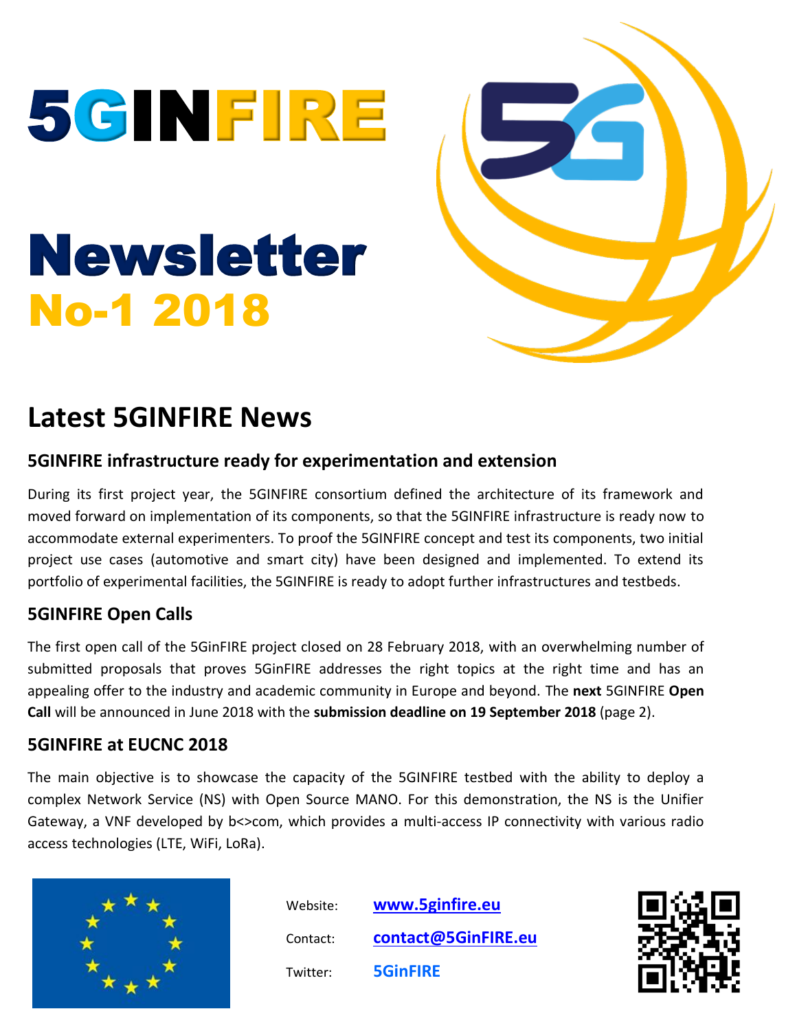# 5GINFIRE

# Newsletter
# No-1 2018

## Latest 5GINFIRE News

### 5GINFIRE infrastructure ready for experimentation and extension

During its first project year, the 5GINFIRE consortium defined the architecture of its framework and moved forward on implementation of its components, so that the 5GINFIRE infrastructure is ready now to accommodate external experimenters. To proof the 5GINFIRE concept and test its components, two initial project use cases (automotive and smart city) have been designed and implemented. To extend its portfolio of experimental facilities, the 5GINFIRE is ready to adopt further infrastructures and testbeds.

### 5GINFIRE Open Calls

The first open call of the 5GinFIRE project closed on 28 February 2018, with an overwhelming number of submitted proposals that proves 5GinFIRE addresses the right topics at the right time and has an appealing offer to the industry and academic community in Europe and beyond. The **next** 5GINFIRE **Open Call** will be announced in June 2018 with the **submission deadline on 19 September 2018** (page 2).

### 5GINFIRE at EUCNC 2018

The main objective is to showcase the capacity of the 5GINFIRE testbed with the ability to deploy a complex Network Service (NS) with Open Source MANO. For this demonstration, the NS is the Unifier Gateway, a VNF developed by b<>com, which provides a multi-access IP connectivity with various radio access technologies (LTE, WiFi, LoRa).

Website: **www.5ginfire.eu**

Contact: **contact@5GinFIRE.eu**

Twitter: **5GinFIRE**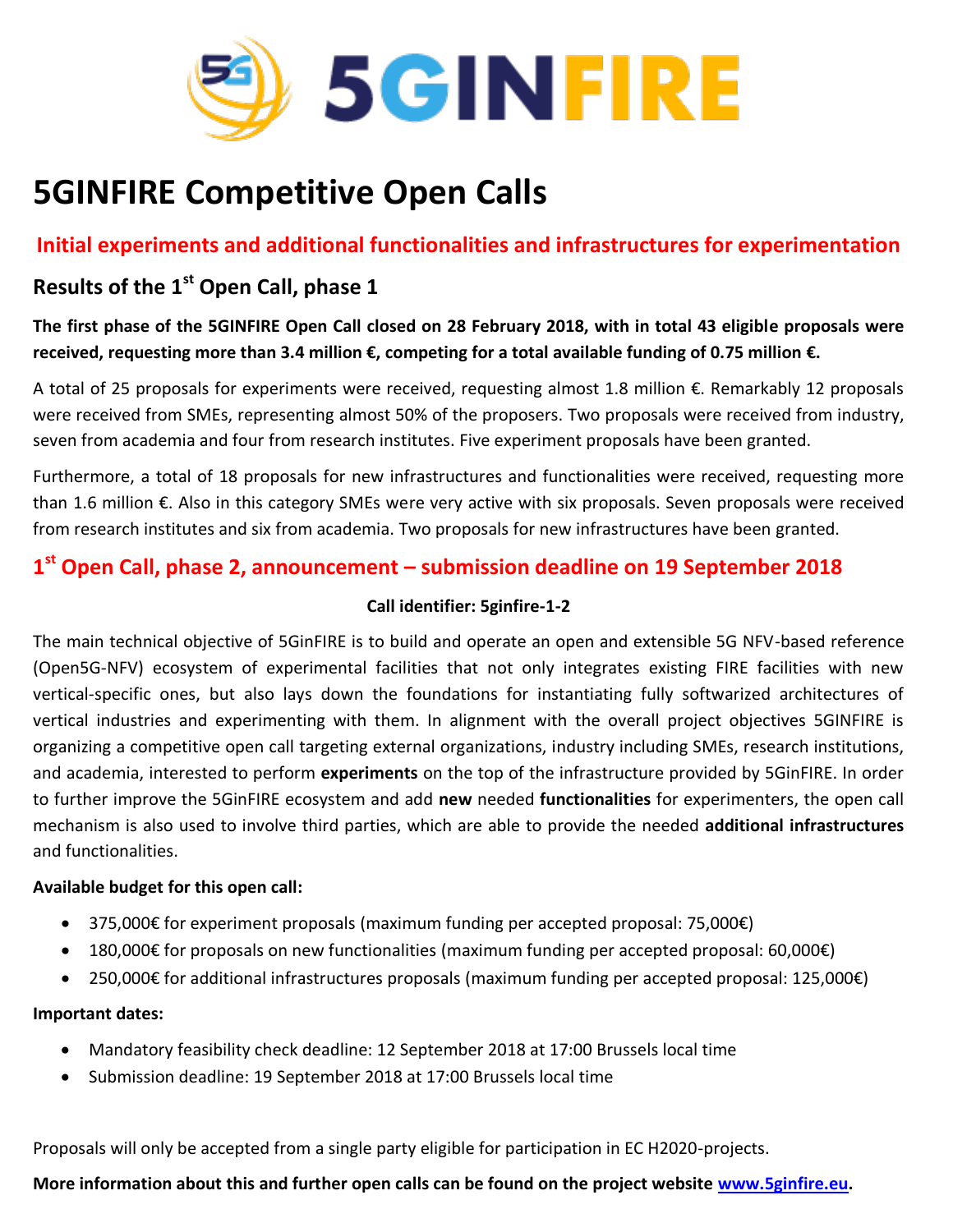# 5GINFIRE Competitive Open Calls

## Initial experiments and additional functionalities and infrastructures for experimentation

### Results of the 1st Open Call, phase 1

**The first phase of the 5GINFIRE Open Call closed on 28 February 2018, with in total 43 eligible proposals were received, requesting more than 3.4 million €, competing for a total available funding of 0.75 million €.**

A total of 25 proposals for experiments were received, requesting almost 1.8 million €. Remarkably 12 proposals were received from SMEs, representing almost 50% of the proposers. Two proposals were received from industry, seven from academia and four from research institutes. Five experiment proposals have been granted.

Furthermore, a total of 18 proposals for new infrastructures and functionalities were received, requesting more than 1.6 million €. Also in this category SMEs were very active with six proposals. Seven proposals were received from research institutes and six from academia. Two proposals for new infrastructures have been granted.

## 1st Open Call, phase 2, announcement – submission deadline on 19 September 2018

**Call identifier: 5ginfire-1-2**

The main technical objective of 5GinFIRE is to build and operate an open and extensible 5G NFV-based reference (Open5G-NFV) ecosystem of experimental facilities that not only integrates existing FIRE facilities with new vertical-specific ones, but also lays down the foundations for instantiating fully softwarized architectures of vertical industries and experimenting with them. In alignment with the overall project objectives 5GINFIRE is organizing a competitive open call targeting external organizations, industry including SMEs, research institutions, and academia, interested to perform **experiments** on the top of the infrastructure provided by 5GinFIRE. In order to further improve the 5GinFIRE ecosystem and add **new** needed **functionalities** for experimenters, the open call mechanism is also used to involve third parties, which are able to provide the needed **additional infrastructures** and functionalities.

**Available budget for this open call:**

- 375,000€ for experiment proposals (maximum funding per accepted proposal: 75,000€)
- 180,000€ for proposals on new functionalities (maximum funding per accepted proposal: 60,000€)
- 250,000€ for additional infrastructures proposals (maximum funding per accepted proposal: 125,000€)

**Important dates:**

- Mandatory feasibility check deadline: 12 September 2018 at 17:00 Brussels local time
- Submission deadline: 19 September 2018 at 17:00 Brussels local time

Proposals will only be accepted from a single party eligible for participation in EC H2020-projects.

**More information about this and further open calls can be found on the project website [www.5ginfire.eu](http://www.5ginfire.eu).**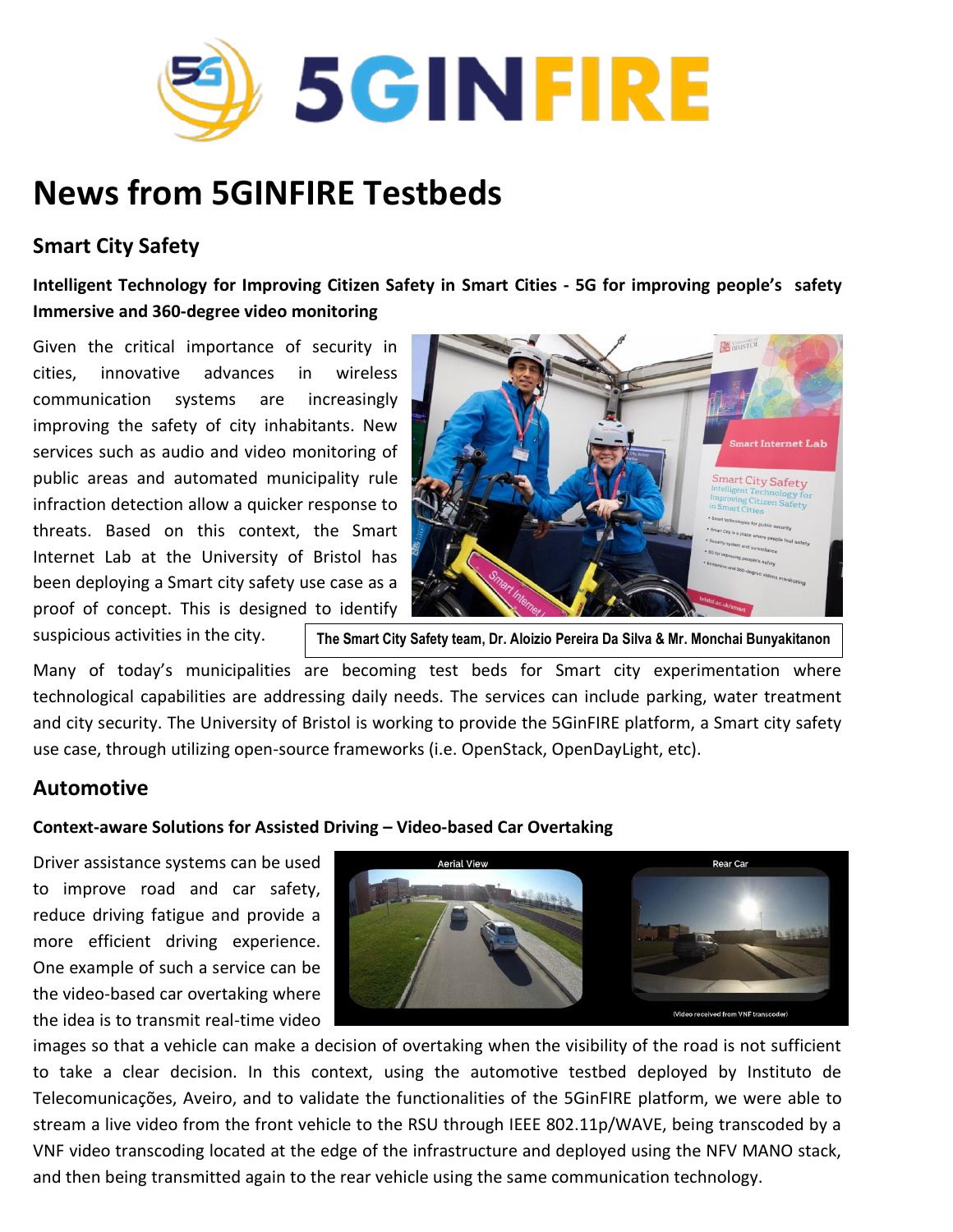# News from 5GINFIRE Testbeds

## Smart City Safety

**Intelligent Technology for Improving Citizen Safety in Smart Cities - 5G for improving people's safety Immersive and 360-degree video monitoring**

Given the critical importance of security in cities, innovative advances in wireless communication systems are increasingly improving the safety of city inhabitants. New services such as audio and video monitoring of public areas and automated municipality rule infraction detection allow a quicker response to threats. Based on this context, the Smart Internet Lab at the University of Bristol has been deploying a Smart city safety use case as a proof of concept. This is designed to identify suspicious activities in the city.

**The Smart City Safety team, Dr. Aloizio Pereira Da Silva & Mr. Monchai Bunyakitanon**

Many of today's municipalities are becoming test beds for Smart city experimentation where technological capabilities are addressing daily needs. The services can include parking, water treatment and city security. The University of Bristol is working to provide the 5GinFIRE platform, a Smart city safety use case, through utilizing open-source frameworks (i.e. OpenStack, OpenDayLight, etc).

## Automotive

**Context-aware Solutions for Assisted Driving – Video-based Car Overtaking**

Driver assistance systems can be used to improve road and car safety, reduce driving fatigue and provide a more efficient driving experience. One example of such a service can be the video-based car overtaking where the idea is to transmit real-time video images so that a vehicle can make a decision of overtaking when the visibility of the road is not sufficient to take a clear decision. In this context, using the automotive testbed deployed by Instituto de Telecomunicações, Aveiro, and to validate the functionalities of the 5GinFIRE platform, we were able to stream a live video from the front vehicle to the RSU through IEEE 802.11p/WAVE, being transcoded by a VNF video transcoding located at the edge of the infrastructure and deployed using the NFV MANO stack, and then being transmitted again to the rear vehicle using the same communication technology.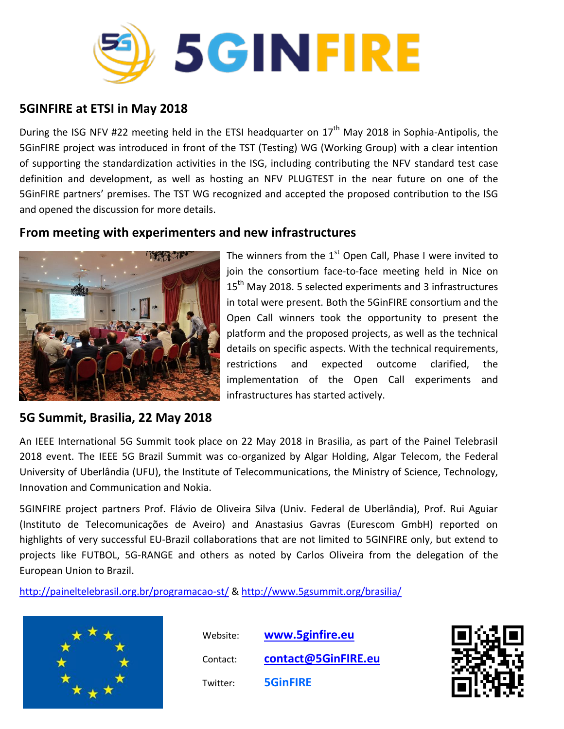# 5GINFIRE

## 5GINFIRE at ETSI in May 2018

During the ISG NFV #22 meeting held in the ETSI headquarter on 17th May 2018 in Sophia-Antipolis, the 5GinFIRE project was introduced in front of the TST (Testing) WG (Working Group) with a clear intention of supporting the standardization activities in the ISG, including contributing the NFV standard test case definition and development, as well as hosting an NFV PLUGTEST in the near future on one of the 5GinFIRE partners' premises. The TST WG recognized and accepted the proposed contribution to the ISG and opened the discussion for more details.

## From meeting with experimenters and new infrastructures

The winners from the 1st Open Call, Phase I were invited to join the consortium face-to-face meeting held in Nice on 15th May 2018. 5 selected experiments and 3 infrastructures in total were present. Both the 5GinFIRE consortium and the Open Call winners took the opportunity to present the platform and the proposed projects, as well as the technical details on specific aspects. With the technical requirements, restrictions and expected outcome clarified, the implementation of the Open Call experiments and infrastructures has started actively.

## 5G Summit, Brasilia, 22 May 2018

An IEEE International 5G Summit took place on 22 May 2018 in Brasilia, as part of the Painel Telebrasil 2018 event. The IEEE 5G Brazil Summit was co-organized by Algar Holding, Algar Telecom, the Federal University of Uberlândia (UFU), the Institute of Telecommunications, the Ministry of Science, Technology, Innovation and Communication and Nokia.

5GINFIRE project partners Prof. Flávio de Oliveira Silva (Univ. Federal de Uberlândia), Prof. Rui Aguiar (Instituto de Telecomunicações de Aveiro) and Anastasius Gavras (Eurescom GmbH) reported on highlights of very successful EU-Brazil collaborations that are not limited to 5GINFIRE only, but extend to projects like FUTBOL, 5G-RANGE and others as noted by Carlos Oliveira from the delegation of the European Union to Brazil.

http://paineltelebrasil.org.br/programacao-st/ & http://www.5gsummit.org/brasilia/

Website: **www.5ginfire.eu**

Contact: **contact@5GinFIRE.eu**

Twitter: **5GinFIRE**